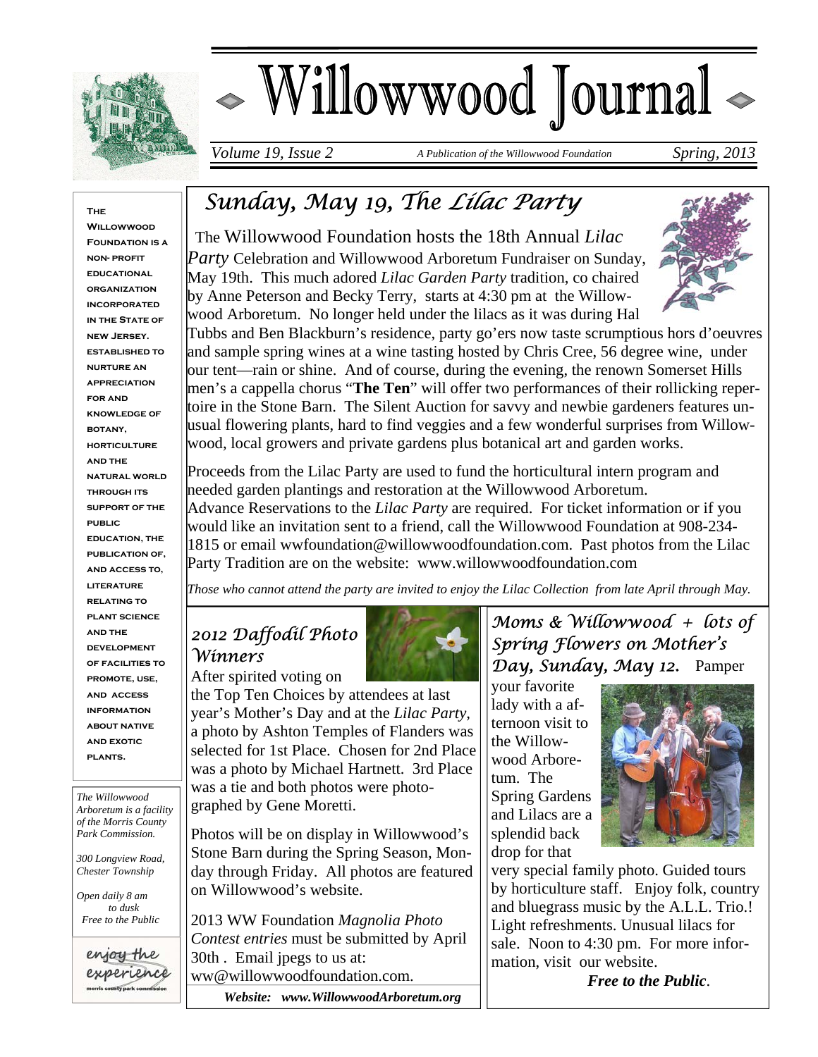# Willowwood Journal

*Volume 19, Issue 2* — *A Publication of the Willowwood Foundation* — *Spring, 2013*

## Sunday, May 19, The Lilac Party

The Willowwood Foundation hosts the 18th Annual *Lilac Party* Celebration and Willowwood Arboretum Fundraiser on Sunday, May 19th. This much adored *Lilac Garden Party* tradition, co chaired by Anne Peterson and Becky Terry, starts at 4:30 pm at the Willowwood Arboretum. No longer held under the lilacs as it was during Hal Tubbs and Ben Blackburn's residence, party go'ers now taste scrumptious hors d'oeuvres and sample spring wines at a wine tasting hosted by Chris Cree, 56 degree wine, under our tent—rain or shine. And of course, during the evening, the renown Somerset Hills men's a cappella chorus "**The Ten**" will offer two performances of their rollicking repertoire in the Stone Barn. The Silent Auction for savvy and newbie gardeners features unusual flowering plants, hard to find veggies and a few wonderful surprises from Willowwood, local growers and private gardens plus botanical art and garden works.

Proceeds from the Lilac Party are used to fund the horticultural intern program and needed garden plantings and restoration at the Willowwood Arboretum. Advance Reservations to the *Lilac Party* are required. For ticket information or if you would like an invitation sent to a friend, call the Willowwood Foundation at 908-234-1815 or email wwfoundation@willowwoodfoundation.com. Past photos from the Lilac Party Tradition are on the website: www.willowwoodfoundation.com

*Those who cannot attend the party are invited to enjoy the Lilac Collection from late April through May.*

## 2012 Daffodil Photo Winners

After spirited voting on the Top Ten Choices by attendees at last year's Mother's Day and at the *Lilac Party*, a photo by Ashton Temples of Flanders was selected for 1st Place. Chosen for 2nd Place was a photo by Michael Hartnett. 3rd Place was a tie and both photos were photographed by Gene Moretti.

Photos will be on display in Willowwood's Stone Barn during the Spring Season, Monday through Friday. All photos are featured on Willowwood's website.

2013 WW Foundation *Magnolia Photo Contest entries* must be submitted by April 30th . Email jpegs to us at: ww@willowwoodfoundation.com.

***Website: www.WillowwoodArboretum.org***

## Moms & Willowwood + lots of Spring Flowers on Mother's Day, Sunday, May 12.

Pamper your favorite lady with a afternoon visit to the Willowwood Arboretum. The Spring Gardens and Lilacs are a splendid back drop for that very special family photo. Guided tours by horticulture staff. Enjoy folk, country and bluegrass music by the A.L.L. Trio.! Light refreshments. Unusual lilacs for sale. Noon to 4:30 pm. For more information, visit our website.

***Free to the Public***.

---

**The Willowwood Foundation is a non- profit educational organization incorporated in the State of New Jersey. Established to nurture an appreciation for and knowledge of botany, horticulture and the natural world through its support of the public education, the publication of, and access to, literature relating to plant science and the development of facilities to promote, use, and access information about native and exotic plants.**

*The Willowwood Arboretum is a facility of the Morris County Park Commission.*

*300 Longview Road, Chester Township*

*Open daily 8 am to dusk*
*Free to the Public*

enjoy the experience
morris county park commission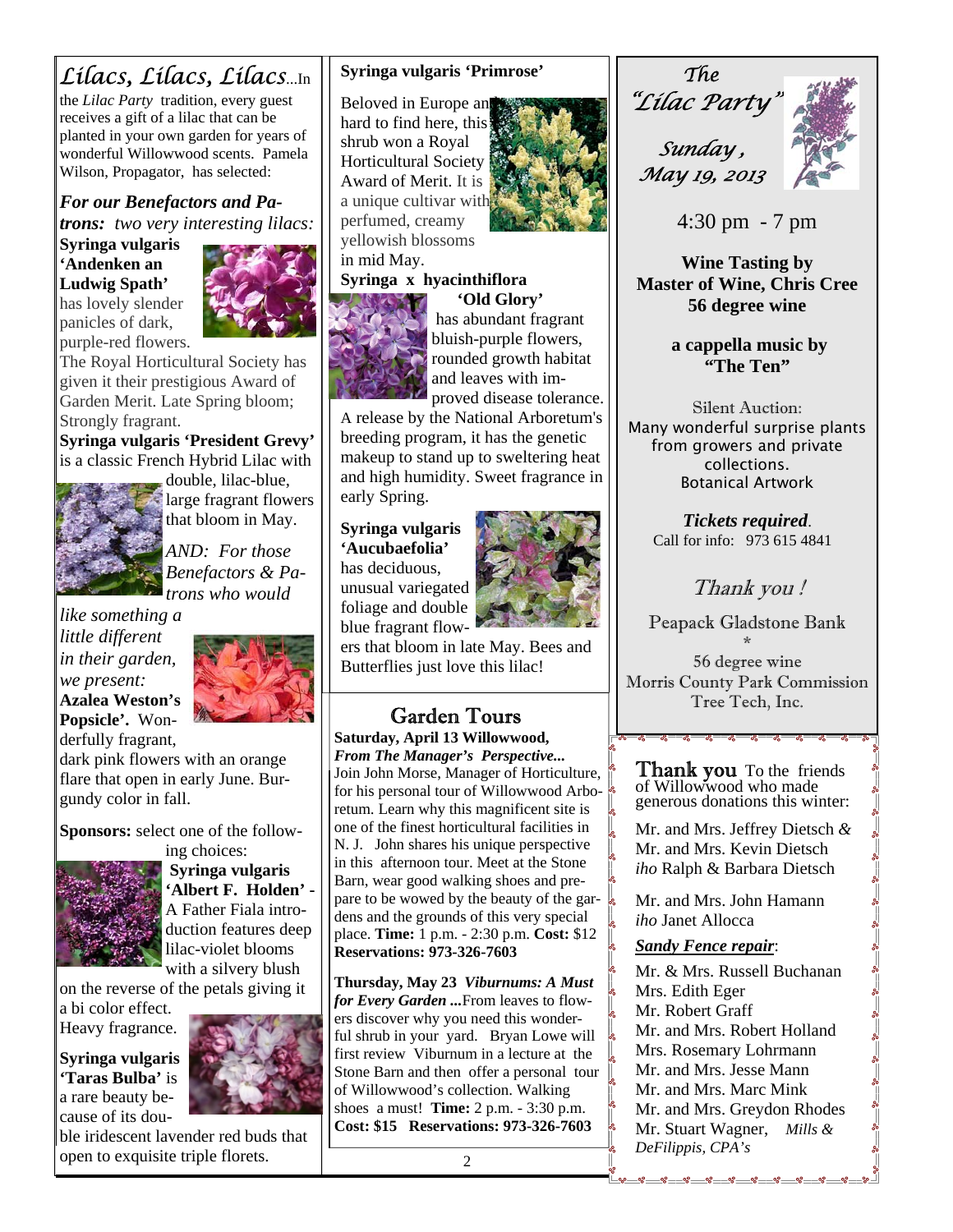# *Lilacs, Lilacs, Lilacs*...

In the *Lilac Party* tradition, every guest receives a gift of a lilac that can be planted in your own garden for years of wonderful Willowwood scents. Pamela Wilson, Propagator, has selected:

***For our Benefactors and Patrons:** two very interesting lilacs:*

**Syringa vulgaris 'Andenken an Ludwig Spath'** has lovely slender panicles of dark, purple-red flowers. The Royal Horticultural Society has given it their prestigious Award of Garden Merit. Late Spring bloom; Strongly fragrant.

**Syringa vulgaris 'President Grevy'** is a classic French Hybrid Lilac with double, lilac-blue, large fragrant flowers that bloom in May.

*AND: For those Benefactors & Patrons who would like something a little different in their garden, we present:*

**Azalea Weston's Popsicle'.** Wonderfully fragrant, dark pink flowers with an orange flare that open in early June. Burgundy color in fall.

**Sponsors:** select one of the following choices:

**Syringa vulgaris 'Albert F. Holden'** - A Father Fiala introduction features deep lilac-violet blooms with a silvery blush on the reverse of the petals giving it a bi color effect. Heavy fragrance.

**Syringa vulgaris 'Taras Bulba'** is a rare beauty because of its double iridescent lavender red buds that open to exquisite triple florets.

**Syringa vulgaris 'Primrose'**

Beloved in Europe and hard to find here, this shrub won a Royal Horticultural Society Award of Merit. It is a unique cultivar with perfumed, creamy yellowish blossoms in mid May.

**Syringa x hyacinthiflora 'Old Glory'** has abundant fragrant bluish-purple flowers, rounded growth habitat and leaves with improved disease tolerance. A release by the National Arboretum's breeding program, it has the genetic makeup to stand up to sweltering heat and high humidity. Sweet fragrance in early Spring.

**Syringa vulgaris 'Aucubaefolia'** has deciduous, unusual variegated foliage and double blue fragrant flowers that bloom in late May. Bees and Butterflies just love this lilac!

## Garden Tours

**Saturday, April 13 Willowwood,**
***From The Manager's Perspective...***
Join John Morse, Manager of Horticulture, for his personal tour of Willowwood Arboretum. Learn why this magnificent site is one of the finest horticultural facilities in N. J. John shares his unique perspective in this afternoon tour. Meet at the Stone Barn, wear good walking shoes and prepare to be wowed by the beauty of the gardens and the grounds of this very special place. **Time:** 1 p.m. - 2:30 p.m. **Cost:** $12 **Reservations: 973-326-7603**

**Thursday, May 23** ***Viburnums: A Must for Every Garden ...*** From leaves to flowers discover why you need this wonderful shrub in your yard. Bryan Lowe will first review Viburnum in a lecture at the Stone Barn and then offer a personal tour of Willowwood's collection. Walking shoes a must! **Time:** 2 p.m. - 3:30 p.m. **Cost: $15 Reservations: 973-326-7603**

## *The "Lilac Party"*

*Sunday, May 19, 2013*

4:30 pm - 7 pm

**Wine Tasting by Master of Wine, Chris Cree 56 degree wine**

**a cappella music by "The Ten"**

Silent Auction:
Many wonderful surprise plants from growers and private collections.
Botanical Artwork

***Tickets required.***
Call for info: 973 615 4841

*Thank you !*

Peapack Gladstone Bank
*
56 degree wine
Morris County Park Commission
Tree Tech, Inc.

**Thank you** To the friends of Willowwood who made generous donations this winter:

Mr. and Mrs. Jeffrey Dietsch *&* Mr. and Mrs. Kevin Dietsch *iho* Ralph & Barbara Dietsch

Mr. and Mrs. John Hamann *iho* Janet Allocca

***Sandy Fence repair*:**

Mr. & Mrs. Russell Buchanan
Mrs. Edith Eger
Mr. Robert Graff
Mr. and Mrs. Robert Holland
Mrs. Rosemary Lohrmann
Mr. and Mrs. Jesse Mann
Mr. and Mrs. Marc Mink
Mr. and Mrs. Greydon Rhodes
Mr. Stuart Wagner, *Mills & DeFilippis, CPA's*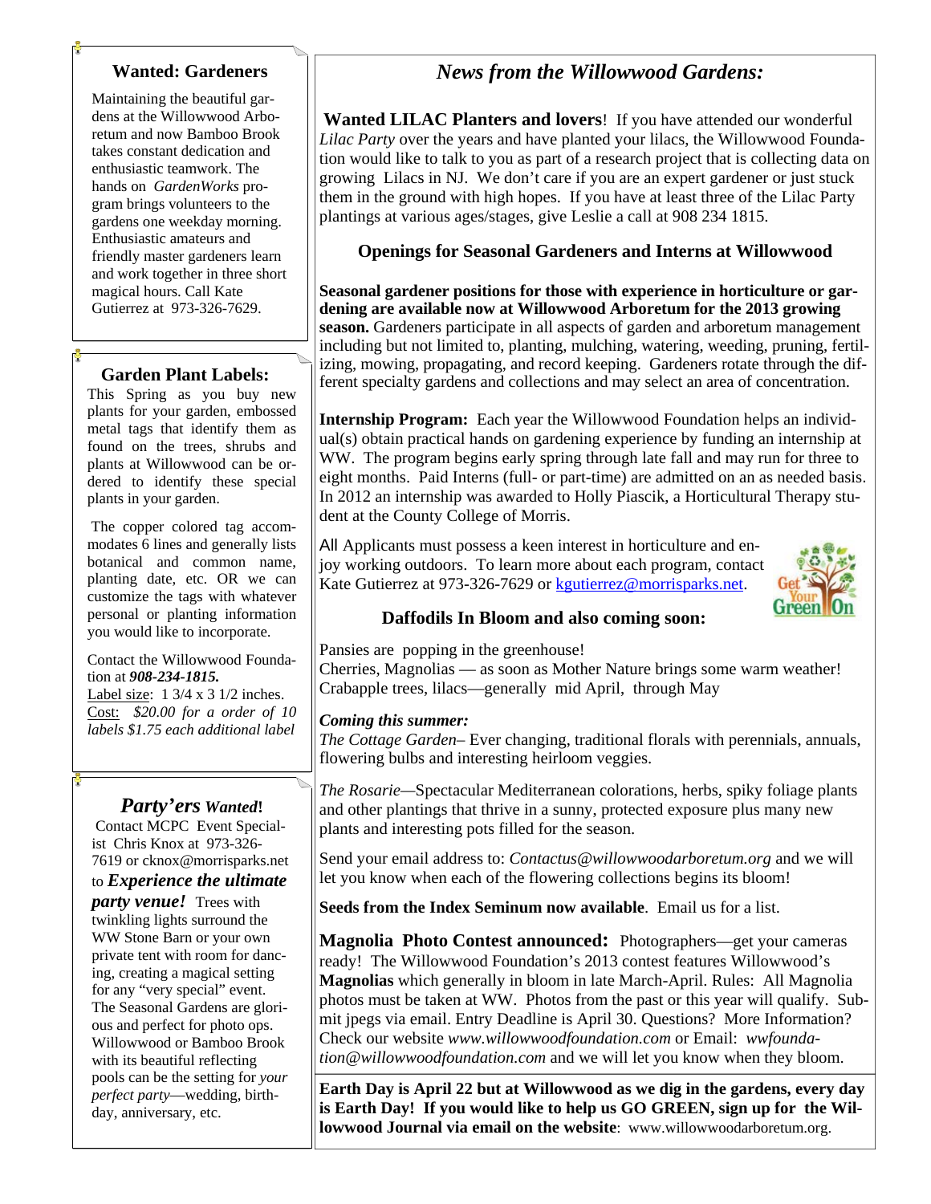## Wanted: Gardeners

Maintaining the beautiful gardens at the Willowwood Arboretum and now Bamboo Brook takes constant dedication and enthusiastic teamwork. The hands on *GardenWorks* program brings volunteers to the gardens one weekday morning. Enthusiastic amateurs and friendly master gardeners learn and work together in three short magical hours. Call Kate Gutierrez at 973-326-7629.

## Garden Plant Labels:

This Spring as you buy new plants for your garden, embossed metal tags that identify them as found on the trees, shrubs and plants at Willowwood can be ordered to identify these special plants in your garden.

The copper colored tag accommodates 6 lines and generally lists botanical and common name, planting date, etc. OR we can customize the tags with whatever personal or planting information you would like to incorporate.

Contact the Willowwood Foundation at ***908-234-1815.***
Label size: 1 3/4 x 3 1/2 inches.
Cost: *$20.00 for a order of 10 labels $1.75 each additional label*

## *Party'ers Wanted!*

Contact MCPC Event Specialist Chris Knox at 973-326-7619 or cknox@morrisparks.net to ***Experience the ultimate party venue!*** Trees with twinkling lights surround the WW Stone Barn or your own private tent with room for dancing, creating a magical setting for any "very special" event. The Seasonal Gardens are glorious and perfect for photo ops. Willowwood or Bamboo Brook with its beautiful reflecting pools can be the setting for *your perfect party*—wedding, birthday, anniversary, etc.

# *News from the Willowwood Gardens:*

**Wanted LILAC Planters and lovers**! If you have attended our wonderful *Lilac Party* over the years and have planted your lilacs, the Willowwood Foundation would like to talk to you as part of a research project that is collecting data on growing Lilacs in NJ. We don't care if you are an expert gardener or just stuck them in the ground with high hopes. If you have at least three of the Lilac Party plantings at various ages/stages, give Leslie a call at 908 234 1815.

### Openings for Seasonal Gardeners and Interns at Willowwood

**Seasonal gardener positions for those with experience in horticulture or gardening are available now at Willowwood Arboretum for the 2013 growing season.** Gardeners participate in all aspects of garden and arboretum management including but not limited to, planting, mulching, watering, weeding, pruning, fertilizing, mowing, propagating, and record keeping. Gardeners rotate through the different specialty gardens and collections and may select an area of concentration.

**Internship Program:** Each year the Willowwood Foundation helps an individual(s) obtain practical hands on gardening experience by funding an internship at WW. The program begins early spring through late fall and may run for three to eight months. Paid Interns (full- or part-time) are admitted on an as needed basis. In 2012 an internship was awarded to Holly Piascik, a Horticultural Therapy student at the County College of Morris.

All Applicants must possess a keen interest in horticulture and enjoy working outdoors. To learn more about each program, contact Kate Gutierrez at 973-326-7629 or kgutierrez@morrisparks.net.

### Daffodils In Bloom and also coming soon:

Pansies are popping in the greenhouse!
Cherries, Magnolias — as soon as Mother Nature brings some warm weather!
Crabapple trees, lilacs—generally mid April, through May

***Coming this summer:***
*The Cottage Garden*– Ever changing, traditional florals with perennials, annuals, flowering bulbs and interesting heirloom veggies.

*The Rosarie*—Spectacular Mediterranean colorations, herbs, spiky foliage plants and other plantings that thrive in a sunny, protected exposure plus many new plants and interesting pots filled for the season.

Send your email address to: *Contactus@willowwoodarboretum.org* and we will let you know when each of the flowering collections begins its bloom!

**Seeds from the Index Seminum now available**. Email us for a list.

**Magnolia Photo Contest announced:** Photographers—get your cameras ready! The Willowwood Foundation's 2013 contest features Willowwood's **Magnolias** which generally in bloom in late March-April. Rules: All Magnolia photos must be taken at WW. Photos from the past or this year will qualify. Submit jpegs via email. Entry Deadline is April 30. Questions? More Information? Check our website *www.willowwoodfoundation.com* or Email: *wwfoundation@willowwoodfoundation.com* and we will let you know when they bloom.

**Earth Day is April 22 but at Willowwood as we dig in the gardens, every day is Earth Day! If you would like to help us GO GREEN, sign up for the Willowwood Journal via email on the website**: www.willowwoodarboretum.org.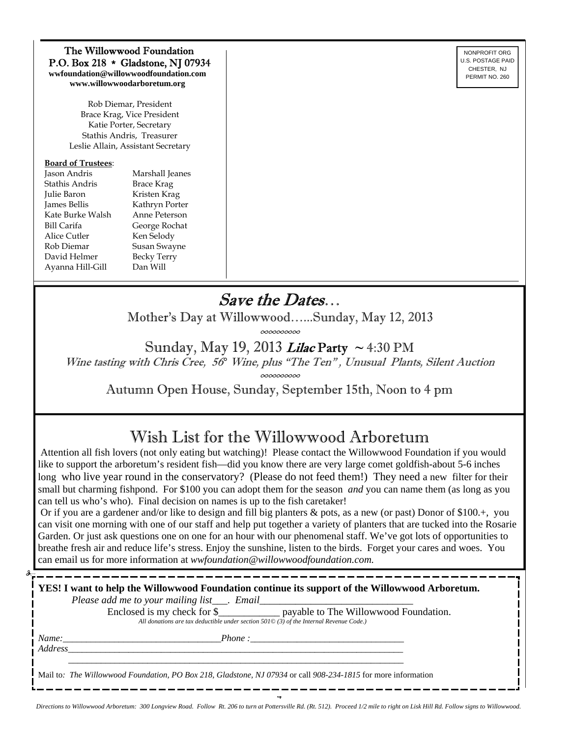**The Willowwood Foundation**
**P.O. Box 218 * Gladstone, NJ 07934**
**wwfoundation@willowwoodfoundation.com**
**www.willowwoodarboretum.org**

Rob Diemar, President
Brace Krag, Vice President
Katie Porter, Secretary
Stathis Andris, Treasurer
Leslie Allain, Assistant Secretary

**Board of Trustees**:

| | |
|---|---|
| Jason Andris | Marshall Jeanes |
| Stathis Andris | Brace Krag |
| Julie Baron | Kristen Krag |
| James Bellis | Kathryn Porter |
| Kate Burke Walsh | Anne Peterson |
| Bill Carifa | George Rochat |
| Alice Cutler | Ken Selody |
| Rob Diemar | Susan Swayne |
| David Helmer | Becky Terry |
| Ayanna Hill-Gill | Dan Will |

NONPROFIT ORG
U.S. POSTAGE PAID
CHESTER, NJ
PERMIT NO. 260

# *Save the Dates…*

Mother's Day at Willowwood…...Sunday, May 12, 2013

∞∞∞∞∞

Sunday, May 19, 2013 ***Lilac* Party** ~ 4:30 PM

*Wine tasting with Chris Cree, 56° Wine, plus "The Ten", Unusual Plants, Silent Auction*

∞∞∞∞∞

Autumn Open House, Sunday, September 15th, Noon to 4 pm

# Wish List for the Willowwood Arboretum

Attention all fish lovers (not only eating but watching)! Please contact the Willowwood Foundation if you would like to support the arboretum's resident fish—did you know there are very large comet goldfish-about 5-6 inches long who live year round in the conservatory? (Please do not feed them!) They need a new filter for their small but charming fishpond. For $100 you can adopt them for the season *and* you can name them (as long as you can tell us who's who). Final decision on names is up to the fish caretaker!

Or if you are a gardener and/or like to design and fill big planters & pots, as a new (or past) Donor of $100.+, you can visit one morning with one of our staff and help put together a variety of planters that are tucked into the Rosarie Garden. Or just ask questions one on one for an hour with our phenomenal staff. We've got lots of opportunities to breathe fresh air and reduce life's stress. Enjoy the sunshine, listen to the birds. Forget your cares and woes. You can email us for more information at *wwfoundation@willowwoodfoundation.com.*

**YES! I want to help the Willowwood Foundation continue its support of the Willowwood Arboretum.**

*Please add me to your mailing list___. Email_______________________________*

Enclosed is my check for $____________ payable to The Willowwood Foundation.

*All donations are tax deductible under section 501© (3) of the Internal Revenue Code.)*

*Name:*_________________________________*Phone :*_________________________________

*Address*___________________________________________________________________________

____________________________________________________________________

Mail to*: The Willowwood Foundation, PO Box 218, Gladstone, NJ 07934* or call *908-234-1815* for more information

*Directions to Willowwood Arboretum: 300 Longview Road. Follow Rt. 206 to turn at Pottersville Rd. (Rt. 512). Proceed 1/2 mile to right on Lisk Hill Rd. Follow signs to Willowwood.*